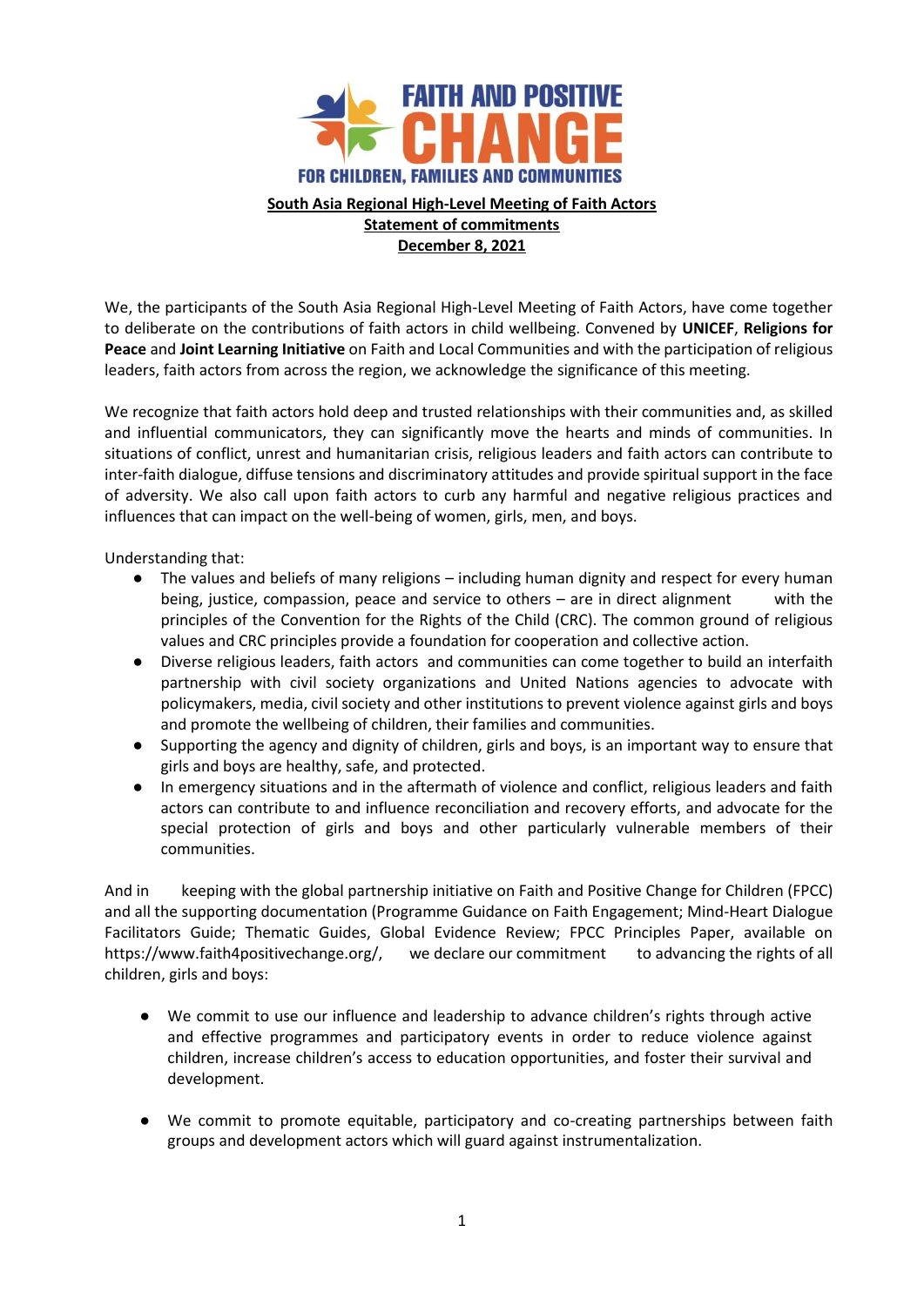FAITH AND POSITIVE CHANGE

FOR CHILDREN, FAMILIES AND COMMUNITIES

**South Asia Regional High-Level Meeting of Faith Actors**

**Statement of commitments**

**December 8, 2021**

We, the participants of the South Asia Regional High-Level Meeting of Faith Actors, have come together to deliberate on the contributions of faith actors in child wellbeing. Convened by **UNICEF**, **Religions for Peace** and **Joint Learning Initiative** on Faith and Local Communities and with the participation of religious leaders, faith actors from across the region, we acknowledge the significance of this meeting.

We recognize that faith actors hold deep and trusted relationships with their communities and, as skilled and influential communicators, they can significantly move the hearts and minds of communities. In situations of conflict, unrest and humanitarian crisis, religious leaders and faith actors can contribute to inter-faith dialogue, diffuse tensions and discriminatory attitudes and provide spiritual support in the face of adversity. We also call upon faith actors to curb any harmful and negative religious practices and influences that can impact on the well-being of women, girls, men, and boys.

Understanding that:

- The values and beliefs of many religions – including human dignity and respect for every human being, justice, compassion, peace and service to others – are in direct alignment with the principles of the Convention for the Rights of the Child (CRC). The common ground of religious values and CRC principles provide a foundation for cooperation and collective action.
- Diverse religious leaders, faith actors and communities can come together to build an interfaith partnership with civil society organizations and United Nations agencies to advocate with policymakers, media, civil society and other institutions to prevent violence against girls and boys and promote the wellbeing of children, their families and communities.
- Supporting the agency and dignity of children, girls and boys, is an important way to ensure that girls and boys are healthy, safe, and protected.
- In emergency situations and in the aftermath of violence and conflict, religious leaders and faith actors can contribute to and influence reconciliation and recovery efforts, and advocate for the special protection of girls and boys and other particularly vulnerable members of their communities.

And in keeping with the global partnership initiative on Faith and Positive Change for Children (FPCC) and all the supporting documentation (Programme Guidance on Faith Engagement; Mind-Heart Dialogue Facilitators Guide; Thematic Guides, Global Evidence Review; FPCC Principles Paper, available on https://www.faith4positivechange.org/, we declare our commitment to advancing the rights of all children, girls and boys:

- We commit to use our influence and leadership to advance children's rights through active and effective programmes and participatory events in order to reduce violence against children, increase children's access to education opportunities, and foster their survival and development.

- We commit to promote equitable, participatory and co-creating partnerships between faith groups and development actors which will guard against instrumentalization.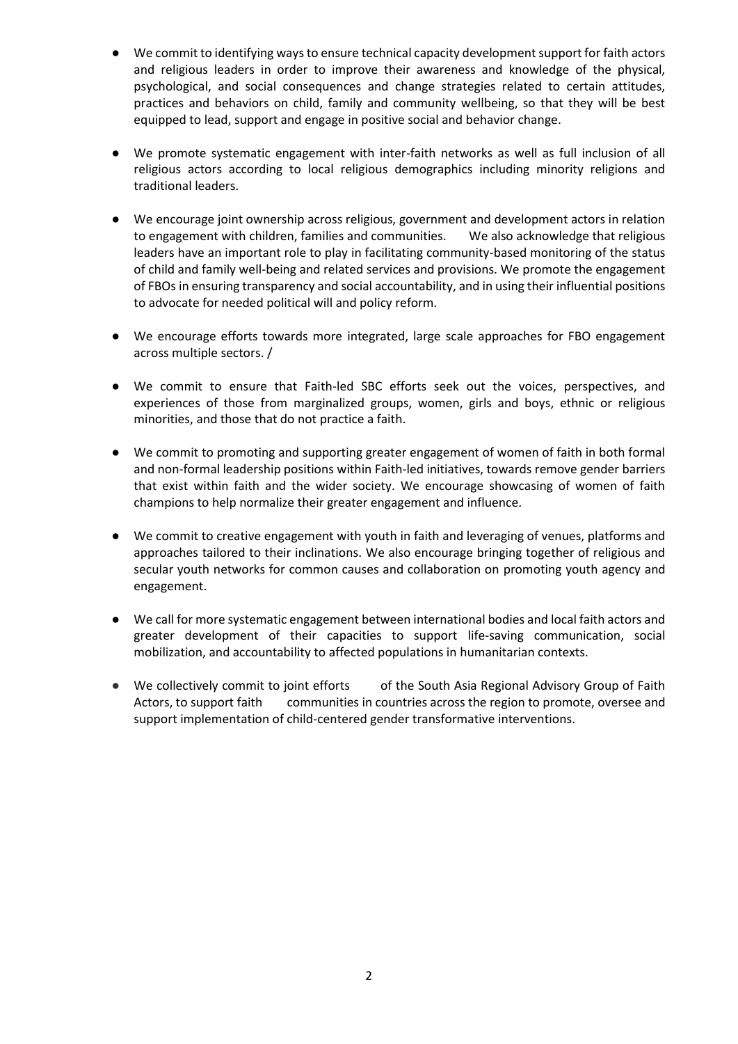- We commit to identifying ways to ensure technical capacity development support for faith actors and religious leaders in order to improve their awareness and knowledge of the physical, psychological, and social consequences and change strategies related to certain attitudes, practices and behaviors on child, family and community wellbeing, so that they will be best equipped to lead, support and engage in positive social and behavior change.

- We promote systematic engagement with inter-faith networks as well as full inclusion of all religious actors according to local religious demographics including minority religions and traditional leaders.

- We encourage joint ownership across religious, government and development actors in relation to engagement with children, families and communities. We also acknowledge that religious leaders have an important role to play in facilitating community-based monitoring of the status of child and family well-being and related services and provisions. We promote the engagement of FBOs in ensuring transparency and social accountability, and in using their influential positions to advocate for needed political will and policy reform.

- We encourage efforts towards more integrated, large scale approaches for FBO engagement across multiple sectors. /

- We commit to ensure that Faith-led SBC efforts seek out the voices, perspectives, and experiences of those from marginalized groups, women, girls and boys, ethnic or religious minorities, and those that do not practice a faith.

- We commit to promoting and supporting greater engagement of women of faith in both formal and non-formal leadership positions within Faith-led initiatives, towards remove gender barriers that exist within faith and the wider society. We encourage showcasing of women of faith champions to help normalize their greater engagement and influence.

- We commit to creative engagement with youth in faith and leveraging of venues, platforms and approaches tailored to their inclinations. We also encourage bringing together of religious and secular youth networks for common causes and collaboration on promoting youth agency and engagement.

- We call for more systematic engagement between international bodies and local faith actors and greater development of their capacities to support life-saving communication, social mobilization, and accountability to affected populations in humanitarian contexts.

- We collectively commit to joint efforts of the South Asia Regional Advisory Group of Faith Actors, to support faith communities in countries across the region to promote, oversee and support implementation of child-centered gender transformative interventions.